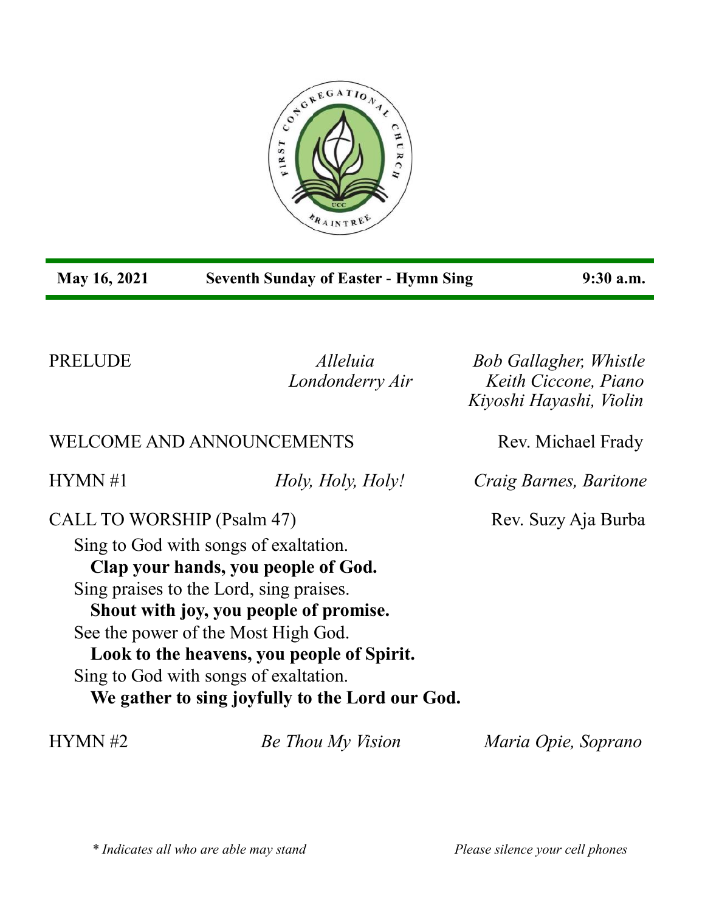**May 16, 2021** **Seventh Sunday of Easter - Hymn Sing** **9:30 a.m.**

PRELUDE *Alleluia* *Bob Gallagher, Whistle*
*Londonderry Air* *Keith Ciccone, Piano*
*Kiyoshi Hayashi, Violin*

WELCOME AND ANNOUNCEMENTS Rev. Michael Frady

HYMN #1 *Holy, Holy, Holy!* *Craig Barnes, Baritone*

CALL TO WORSHIP (Psalm 47) Rev. Suzy Aja Burba

Sing to God with songs of exaltation.
**Clap your hands, you people of God.**
Sing praises to the Lord, sing praises.
**Shout with joy, you people of promise.**
See the power of the Most High God.
**Look to the heavens, you people of Spirit.**
Sing to God with songs of exaltation.
**We gather to sing joyfully to the Lord our God.**

HYMN #2 *Be Thou My Vision* *Maria Opie, Soprano*

*\* Indicates all who are able may stand* *Please silence your cell phones*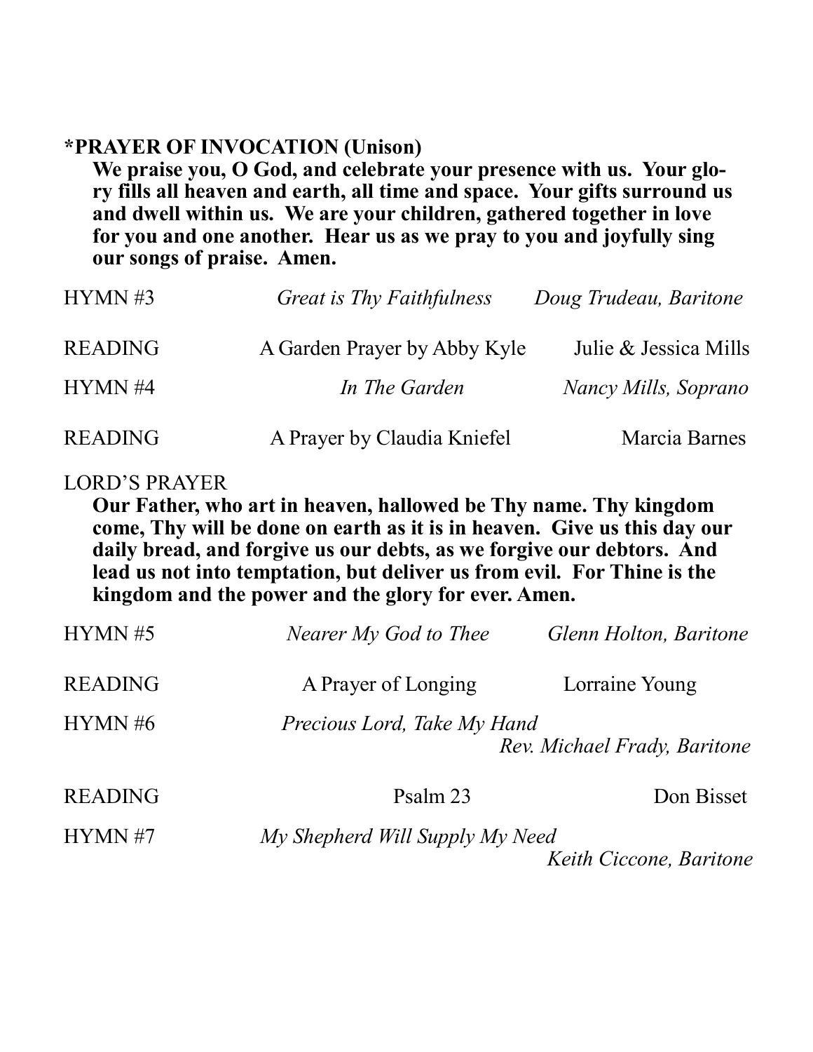**\*PRAYER OF INVOCATION (Unison)**

**We praise you, O God, and celebrate your presence with us. Your glory fills all heaven and earth, all time and space. Your gifts surround us and dwell within us. We are your children, gathered together in love for you and one another. Hear us as we pray to you and joyfully sing our songs of praise. Amen.**

HYMN #3 — *Great is Thy Faithfulness* — *Doug Trudeau, Baritone*

READING — A Garden Prayer by Abby Kyle — Julie & Jessica Mills

HYMN #4 — *In The Garden* — *Nancy Mills, Soprano*

READING — A Prayer by Claudia Kniefel — Marcia Barnes

LORD'S PRAYER

**Our Father, who art in heaven, hallowed be Thy name. Thy kingdom come, Thy will be done on earth as it is in heaven. Give us this day our daily bread, and forgive us our debts, as we forgive our debtors. And lead us not into temptation, but deliver us from evil. For Thine is the kingdom and the power and the glory for ever. Amen.**

HYMN #5 — *Nearer My God to Thee* — *Glenn Holton, Baritone*

READING — A Prayer of Longing — Lorraine Young

HYMN #6 — *Precious Lord, Take My Hand* — *Rev. Michael Frady, Baritone*

READING — Psalm 23 — Don Bisset

HYMN #7 — *My Shepherd Will Supply My Need* — *Keith Ciccone, Baritone*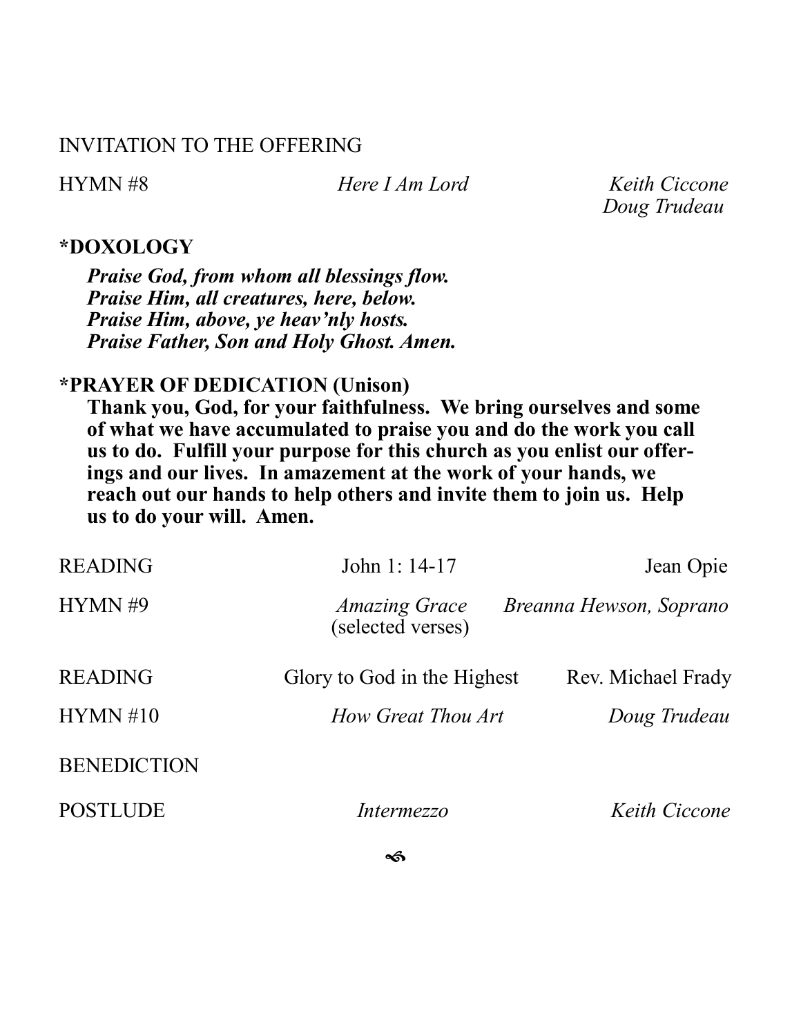INVITATION TO THE OFFERING

HYMN #8 *Here I Am Lord* *Keith Ciccone*
*Doug Trudeau*

**\*DOXOLOGY**

***Praise God, from whom all blessings flow.***
***Praise Him, all creatures, here, below.***
***Praise Him, above, ye heav'nly hosts.***
***Praise Father, Son and Holy Ghost. Amen.***

**\*PRAYER OF DEDICATION (Unison)**

**Thank you, God, for your faithfulness. We bring ourselves and some of what we have accumulated to praise you and do the work you call us to do. Fulfill your purpose for this church as you enlist our offerings and our lives. In amazement at the work of your hands, we reach out our hands to help others and invite them to join us. Help us to do your will. Amen.**

| | | |
|---|---|---|
| READING | John 1: 14-17 | Jean Opie |
| HYMN #9 | *Amazing Grace* (selected verses) | *Breanna Hewson, Soprano* |
| READING | Glory to God in the Highest | Rev. Michael Frady |
| HYMN #10 | *How Great Thou Art* | *Doug Trudeau* |
| BENEDICTION | | |
| POSTLUDE | *Intermezzo* | *Keith Ciccone* |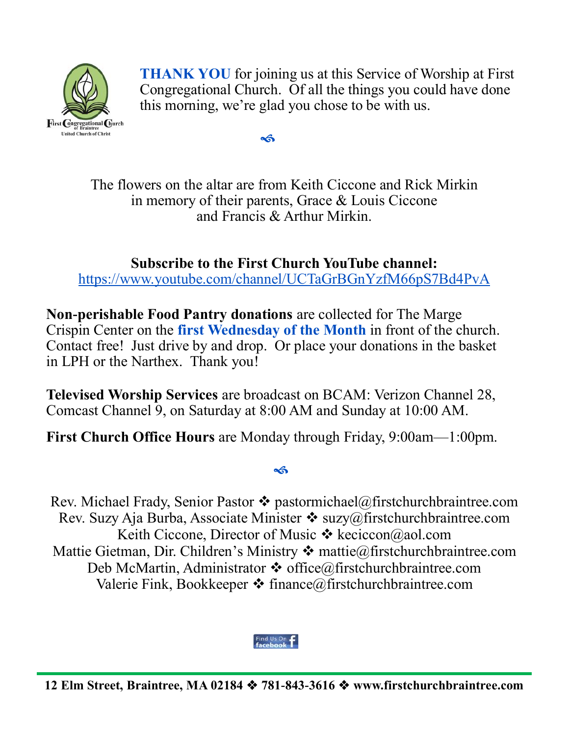**THANK YOU** for joining us at this Service of Worship at First Congregational Church. Of all the things you could have done this morning, we're glad you chose to be with us.

The flowers on the altar are from Keith Ciccone and Rick Mirkin in memory of their parents, Grace & Louis Ciccone and Francis & Arthur Mirkin.

**Subscribe to the First Church YouTube channel:**
https://www.youtube.com/channel/UCTaGrBGnYzfM66pS7Bd4PvA

**Non-perishable Food Pantry donations** are collected for The Marge Crispin Center on the **first Wednesday of the Month** in front of the church. Contact free! Just drive by and drop. Or place your donations in the basket in LPH or the Narthex. Thank you!

**Televised Worship Services** are broadcast on BCAM: Verizon Channel 28, Comcast Channel 9, on Saturday at 8:00 AM and Sunday at 10:00 AM.

**First Church Office Hours** are Monday through Friday, 9:00am—1:00pm.

Rev. Michael Frady, Senior Pastor ❖ pastormichael@firstchurchbraintree.com
Rev. Suzy Aja Burba, Associate Minister ❖ suzy@firstchurchbraintree.com
Keith Ciccone, Director of Music ❖ keciccon@aol.com
Mattie Gietman, Dir. Children's Ministry ❖ mattie@firstchurchbraintree.com
Deb McMartin, Administrator ❖ office@firstchurchbraintree.com
Valerie Fink, Bookkeeper ❖ finance@firstchurchbraintree.com

Find Us On facebook

**12 Elm Street, Braintree, MA 02184 ❖ 781-843-3616 ❖ www.firstchurchbraintree.com**